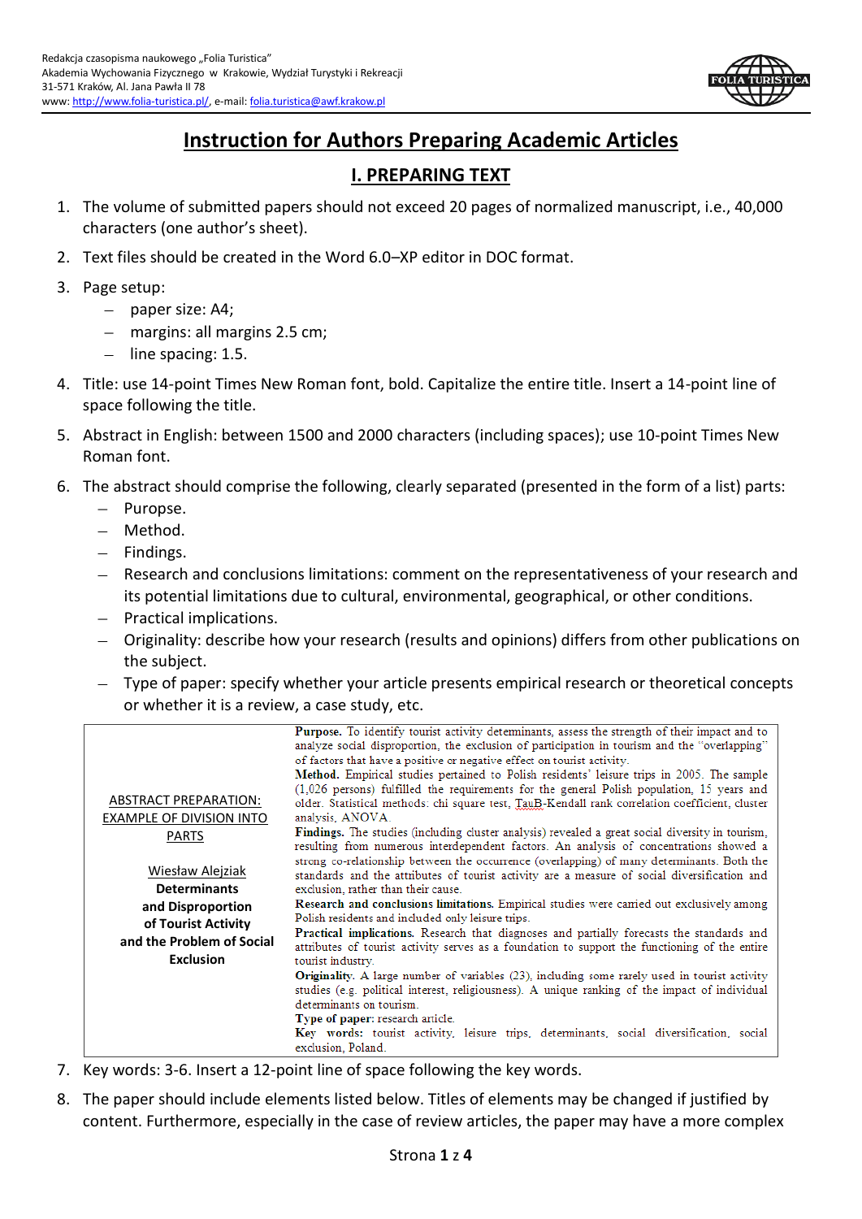Redakcja czasopisma naukowego „Folia Turistica"
Akademia Wychowania Fizycznego w Krakowie, Wydział Turystyki i Rekreacji
31-571 Kraków, Al. Jana Pawła II 78
www: http://www.folia-turistica.pl/, e-mail: folia.turistica@awf.krakow.pl

# Instruction for Authors Preparing Academic Articles

## I. PREPARING TEXT

1. The volume of submitted papers should not exceed 20 pages of normalized manuscript, i.e., 40,000 characters (one author's sheet).
2. Text files should be created in the Word 6.0–XP editor in DOC format.
3. Page setup:
   – paper size: A4;
   – margins: all margins 2.5 cm;
   – line spacing: 1.5.
4. Title: use 14-point Times New Roman font, bold. Capitalize the entire title. Insert a 14-point line of space following the title.
5. Abstract in English: between 1500 and 2000 characters (including spaces); use 10-point Times New Roman font.
6. The abstract should comprise the following, clearly separated (presented in the form of a list) parts:
   – Purопse.
   – Method.
   – Findings.
   – Research and conclusions limitations: comment on the representativeness of your research and its potential limitations due to cultural, environmental, geographical, or other conditions.
   – Practical implications.
   – Originality: describe how your research (results and opinions) differs from other publications on the subject.
   – Type of paper: specify whether your article presents empirical research or theoretical concepts or whether it is a review, a case study, etc.

| ABSTRACT PREPARATION: EXAMPLE OF DIVISION INTO PARTS<br><br>Wiesław Alejziak<br>**Determinants and Disproportion of Tourist Activity and the Problem of Social Exclusion** | **Purpose.** To identify tourist activity determinants, assess the strength of their impact and to analyze social disproportion, the exclusion of participation in tourism and the "overlapping" of factors that have a positive or negative effect on tourist activity.<br>**Method.** Empirical studies pertained to Polish residents' leisure trips in 2005. The sample (1,026 persons) fulfilled the requirements for the general Polish population, 15 years and older. Statistical methods: chi square test, TauB-Kendall rank correlation coefficient, cluster analysis, ANOVA.<br>**Findings.** The studies (including cluster analysis) revealed a great social diversity in tourism, resulting from numerous interdependent factors. An analysis of concentrations showed a strong co-relationship between the occurrence (overlapping) of many determinants. Both the standards and the attributes of tourist activity are a measure of social diversification and exclusion, rather than their cause.<br>**Research and conclusions limitations.** Empirical studies were carried out exclusively among Polish residents and included only leisure trips.<br>**Practical implications.** Research that diagnoses and partially forecasts the standards and attributes of tourist activity serves as a foundation to support the functioning of the entire tourist industry.<br>**Originality.** A large number of variables (23), including some rarely used in tourist activity studies (e.g. political interest, religiousness). A unique ranking of the impact of individual determinants on tourism.<br>**Type of paper:** research article.<br>**Key words:** tourist activity, leisure trips, determinants, social diversification, social exclusion, Poland. |
|---|---|

7. Key words: 3-6. Insert a 12-point line of space following the key words.
8. The paper should include elements listed below. Titles of elements may be changed if justified by content. Furthermore, especially in the case of review articles, the paper may have a more complex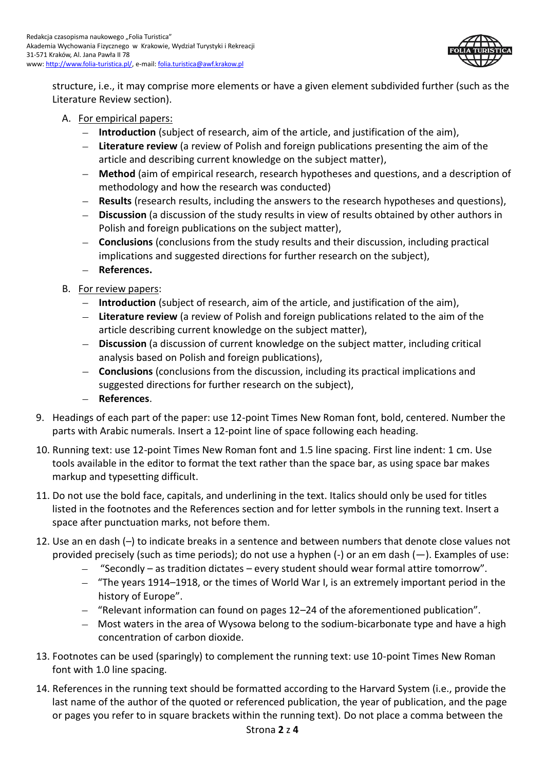structure, i.e., it may comprise more elements or have a given element subdivided further (such as the Literature Review section).

A. For empirical papers:
   - **Introduction** (subject of research, aim of the article, and justification of the aim),
   - **Literature review** (a review of Polish and foreign publications presenting the aim of the article and describing current knowledge on the subject matter),
   - **Method** (aim of empirical research, research hypotheses and questions, and a description of methodology and how the research was conducted)
   - **Results** (research results, including the answers to the research hypotheses and questions),
   - **Discussion** (a discussion of the study results in view of results obtained by other authors in Polish and foreign publications on the subject matter),
   - **Conclusions** (conclusions from the study results and their discussion, including practical implications and suggested directions for further research on the subject),
   - **References.**

B. For review papers:
   - **Introduction** (subject of research, aim of the article, and justification of the aim),
   - **Literature review** (a review of Polish and foreign publications related to the aim of the article describing current knowledge on the subject matter),
   - **Discussion** (a discussion of current knowledge on the subject matter, including critical analysis based on Polish and foreign publications),
   - **Conclusions** (conclusions from the discussion, including its practical implications and suggested directions for further research on the subject),
   - **References**.

9. Headings of each part of the paper: use 12-point Times New Roman font, bold, centered. Number the parts with Arabic numerals. Insert a 12-point line of space following each heading.
10. Running text: use 12-point Times New Roman font and 1.5 line spacing. First line indent: 1 cm. Use tools available in the editor to format the text rather than the space bar, as using space bar makes markup and typesetting difficult.
11. Do not use the bold face, capitals, and underlining in the text. Italics should only be used for titles listed in the footnotes and the References section and for letter symbols in the running text. Insert a space after punctuation marks, not before them.
12. Use an en dash (–) to indicate breaks in a sentence and between numbers that denote close values not provided precisely (such as time periods); do not use a hyphen (-) or an em dash (—). Examples of use:
    - "Secondly – as tradition dictates – every student should wear formal attire tomorrow".
    - "The years 1914–1918, or the times of World War I, is an extremely important period in the history of Europe".
    - "Relevant information can found on pages 12–24 of the aforementioned publication".
    - Most waters in the area of Wysowa belong to the sodium-bicarbonate type and have a high concentration of carbon dioxide.
13. Footnotes can be used (sparingly) to complement the running text: use 10-point Times New Roman font with 1.0 line spacing.
14. References in the running text should be formatted according to the Harvard System (i.e., provide the last name of the author of the quoted or referenced publication, the year of publication, and the page or pages you refer to in square brackets within the running text). Do not place a comma between the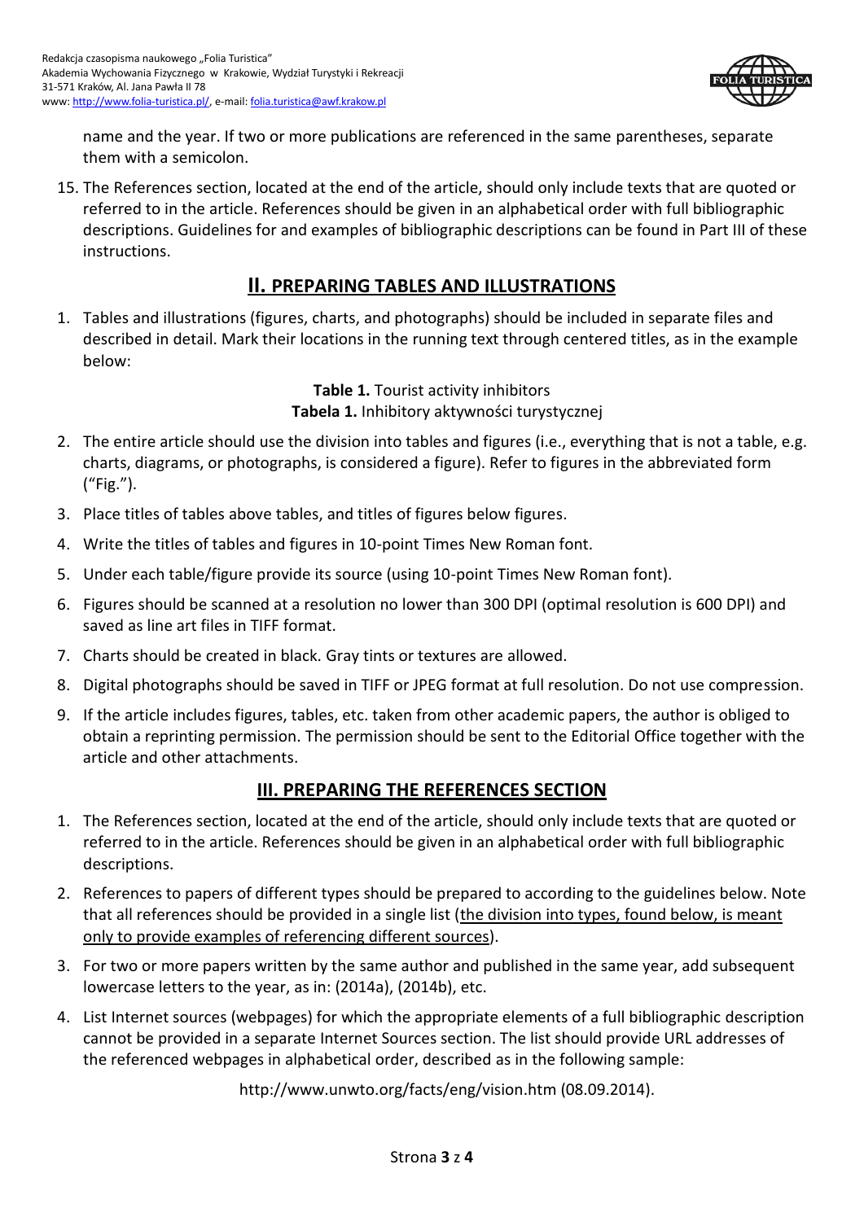name and the year. If two or more publications are referenced in the same parentheses, separate them with a semicolon.

15. The References section, located at the end of the article, should only include texts that are quoted or referred to in the article. References should be given in an alphabetical order with full bibliographic descriptions. Guidelines for and examples of bibliographic descriptions can be found in Part III of these instructions.

## II. PREPARING TABLES AND ILLUSTRATIONS

1. Tables and illustrations (figures, charts, and photographs) should be included in separate files and described in detail. Mark their locations in the running text through centered titles, as in the example below:

   **Table 1.** Tourist activity inhibitors
   **Tabela 1.** Inhibitory aktywności turystycznej

2. The entire article should use the division into tables and figures (i.e., everything that is not a table, e.g. charts, diagrams, or photographs, is considered a figure). Refer to figures in the abbreviated form ("Fig.").
3. Place titles of tables above tables, and titles of figures below figures.
4. Write the titles of tables and figures in 10-point Times New Roman font.
5. Under each table/figure provide its source (using 10-point Times New Roman font).
6. Figures should be scanned at a resolution no lower than 300 DPI (optimal resolution is 600 DPI) and saved as line art files in TIFF format.
7. Charts should be created in black. Gray tints or textures are allowed.
8. Digital photographs should be saved in TIFF or JPEG format at full resolution. Do not use compression.
9. If the article includes figures, tables, etc. taken from other academic papers, the author is obliged to obtain a reprinting permission. The permission should be sent to the Editorial Office together with the article and other attachments.

## III. PREPARING THE REFERENCES SECTION

1. The References section, located at the end of the article, should only include texts that are quoted or referred to in the article. References should be given in an alphabetical order with full bibliographic descriptions.
2. References to papers of different types should be prepared to according to the guidelines below. Note that all references should be provided in a single list (the division into types, found below, is meant only to provide examples of referencing different sources).
3. For two or more papers written by the same author and published in the same year, add subsequent lowercase letters to the year, as in: (2014a), (2014b), etc.
4. List Internet sources (webpages) for which the appropriate elements of a full bibliographic description cannot be provided in a separate Internet Sources section. The list should provide URL addresses of the referenced webpages in alphabetical order, described as in the following sample:

   http://www.unwto.org/facts/eng/vision.htm (08.09.2014).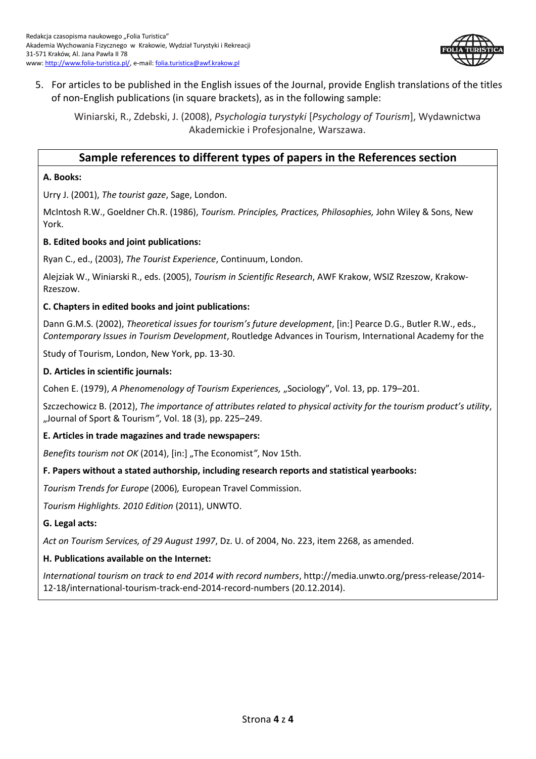5. For articles to be published in the English issues of the Journal, provide English translations of the titles of non-English publications (in square brackets), as in the following sample:

   Winiarski, R., Zdebski, J. (2008), *Psychologia turystyki* [*Psychology of Tourism*], Wydawnictwa Akademickie i Profesjonalne, Warszawa.

## Sample references to different types of papers in the References section

**A. Books:**

Urry J. (2001), *The tourist gaze*, Sage, London.

McIntosh R.W., Goeldner Ch.R. (1986), *Tourism. Principles, Practices, Philosophies,* John Wiley & Sons, New York.

**B. Edited books and joint publications:**

Ryan C., ed., (2003), *The Tourist Experience*, Continuum, London.

Alejziak W., Winiarski R., eds. (2005), *Tourism in Scientific Research*, AWF Krakow, WSIZ Rzeszow, Krakow-Rzeszow.

**C. Chapters in edited books and joint publications:**

Dann G.M.S. (2002), *Theoretical issues for tourism's future development*, [in:] Pearce D.G., Butler R.W., eds., *Contemporary Issues in Tourism Development*, Routledge Advances in Tourism, International Academy for the Study of Tourism, London, New York, pp. 13-30.

**D. Articles in scientific journals:**

Cohen E. (1979), *A Phenomenology of Tourism Experiences,* „Sociology", Vol. 13, pp. 179–201.

Szczechowicz B. (2012), *The importance of attributes related to physical activity for the tourism product's utility*, „Journal of Sport & Tourism", Vol. 18 (3), pp. 225–249.

**E. Articles in trade magazines and trade newspapers:**

*Benefits tourism not OK* (2014), [in:] „The Economist", Nov 15th.

**F. Papers without a stated authorship, including research reports and statistical yearbooks:**

*Tourism Trends for Europe* (2006)*,* European Travel Commission.

*Tourism Highlights. 2010 Edition* (2011), UNWTO.

**G. Legal acts:**

*Act on Tourism Services, of 29 August 1997*, Dz. U. of 2004, No. 223, item 2268, as amended.

**H. Publications available on the Internet:**

*International tourism on track to end 2014 with record numbers*, http://media.unwto.org/press-release/2014-12-18/international-tourism-track-end-2014-record-numbers (20.12.2014).